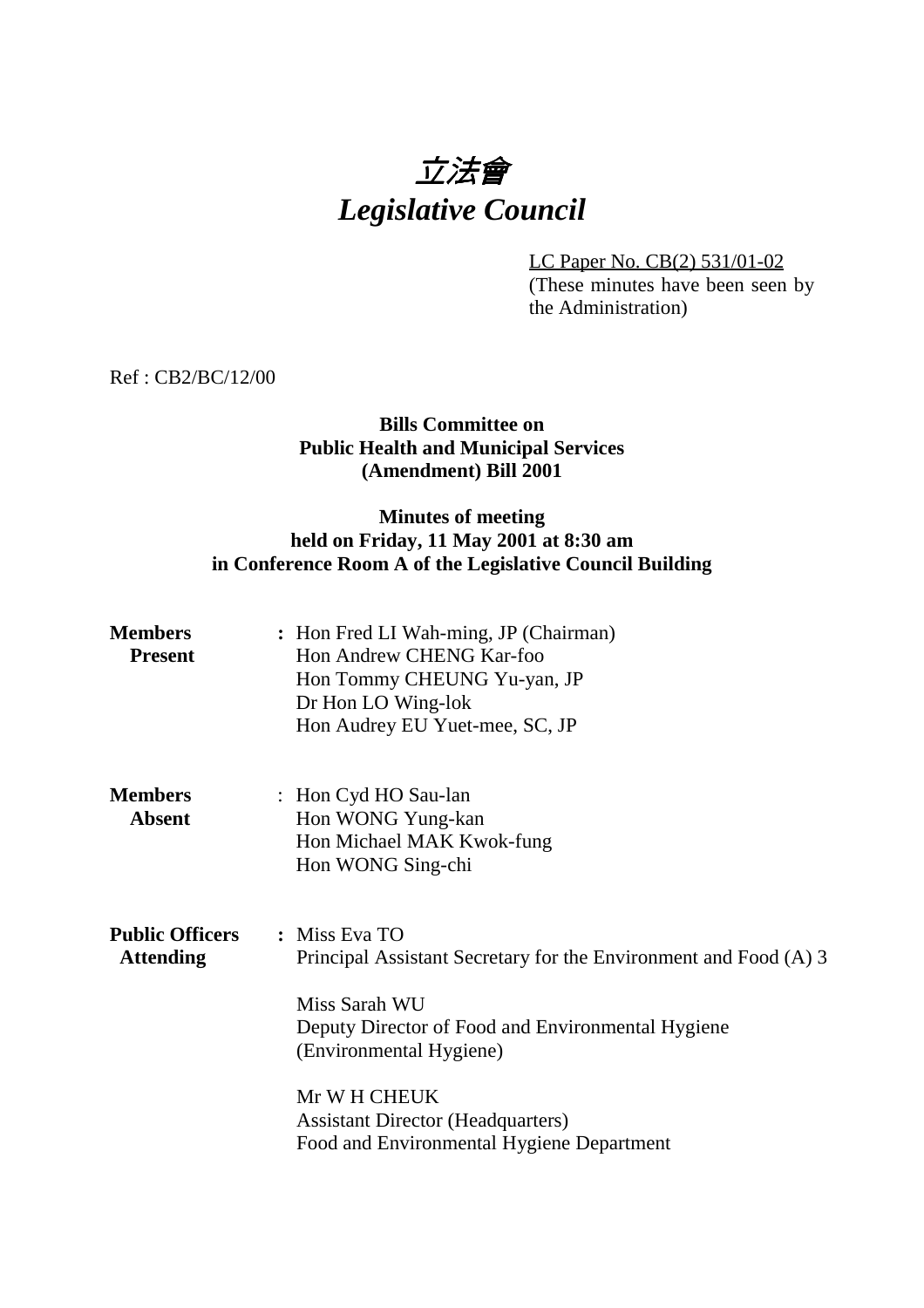# 立法會
# *Legislative Council*

LC Paper No. CB(2) 531/01-02
(These minutes have been seen by the Administration)

Ref : CB2/BC/12/00

**Bills Committee on Public Health and Municipal Services (Amendment) Bill 2001**

**Minutes of meeting held on Friday, 11 May 2001 at 8:30 am in Conference Room A of the Legislative Council Building**

**Members Present** : Hon Fred LI Wah-ming, JP (Chairman)
Hon Andrew CHENG Kar-foo
Hon Tommy CHEUNG Yu-yan, JP
Dr Hon LO Wing-lok
Hon Audrey EU Yuet-mee, SC, JP

**Members Absent** : Hon Cyd HO Sau-lan
Hon WONG Yung-kan
Hon Michael MAK Kwok-fung
Hon WONG Sing-chi

**Public Officers Attending** : Miss Eva TO
Principal Assistant Secretary for the Environment and Food (A) 3

Miss Sarah WU
Deputy Director of Food and Environmental Hygiene (Environmental Hygiene)

Mr W H CHEUK
Assistant Director (Headquarters)
Food and Environmental Hygiene Department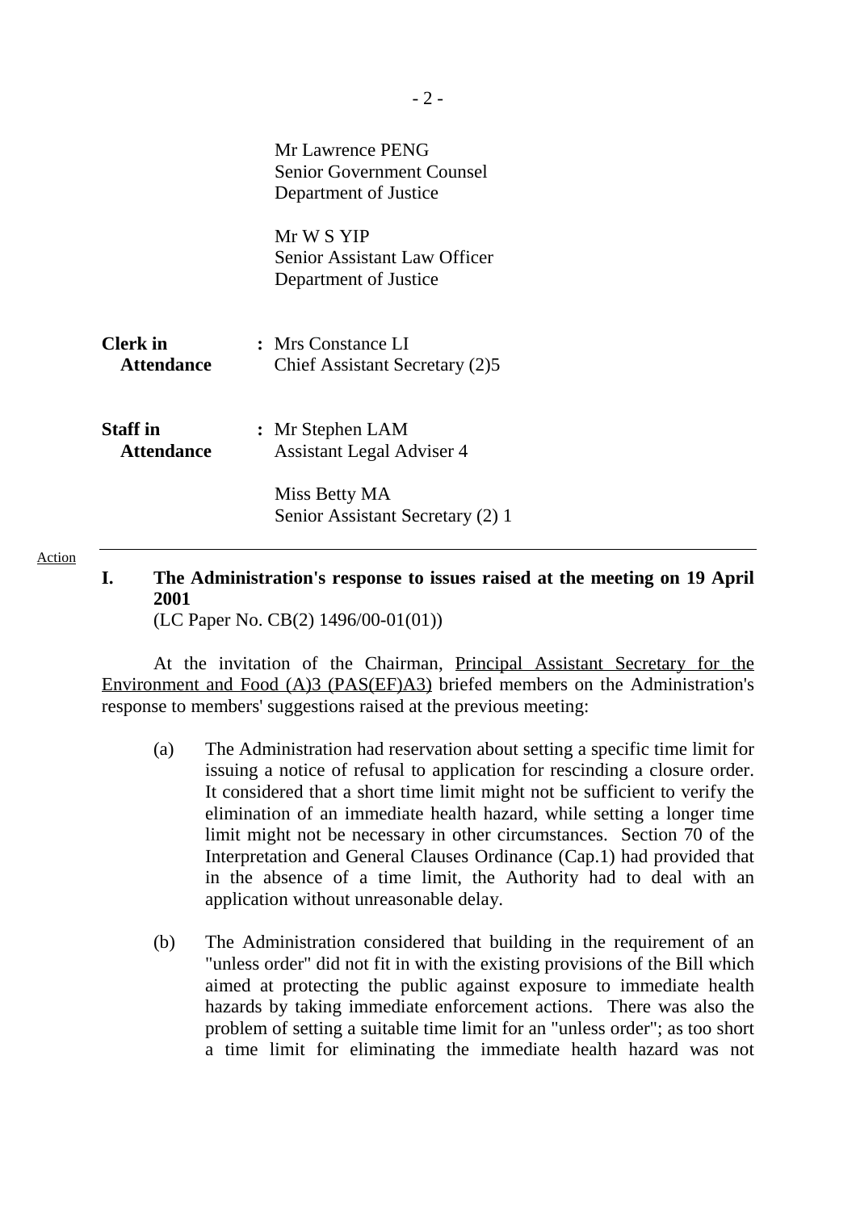Mr Lawrence PENG
Senior Government Counsel
Department of Justice

Mr W S YIP
Senior Assistant Law Officer
Department of Justice

**Clerk in Attendance** : Mrs Constance LI
Chief Assistant Secretary (2)5

**Staff in Attendance** : Mr Stephen LAM
Assistant Legal Adviser 4

Miss Betty MA
Senior Assistant Secretary (2) 1

---

Action

## I. The Administration's response to issues raised at the meeting on 19 April 2001

(LC Paper No. CB(2) 1496/00-01(01))

At the invitation of the Chairman, Principal Assistant Secretary for the Environment and Food (A)3 (PAS(EF)A3) briefed members on the Administration's response to members' suggestions raised at the previous meeting:

(a) The Administration had reservation about setting a specific time limit for issuing a notice of refusal to application for rescinding a closure order. It considered that a short time limit might not be sufficient to verify the elimination of an immediate health hazard, while setting a longer time limit might not be necessary in other circumstances. Section 70 of the Interpretation and General Clauses Ordinance (Cap.1) had provided that in the absence of a time limit, the Authority had to deal with an application without unreasonable delay.

(b) The Administration considered that building in the requirement of an "unless order" did not fit in with the existing provisions of the Bill which aimed at protecting the public against exposure to immediate health hazards by taking immediate enforcement actions. There was also the problem of setting a suitable time limit for an "unless order"; as too short a time limit for eliminating the immediate health hazard was not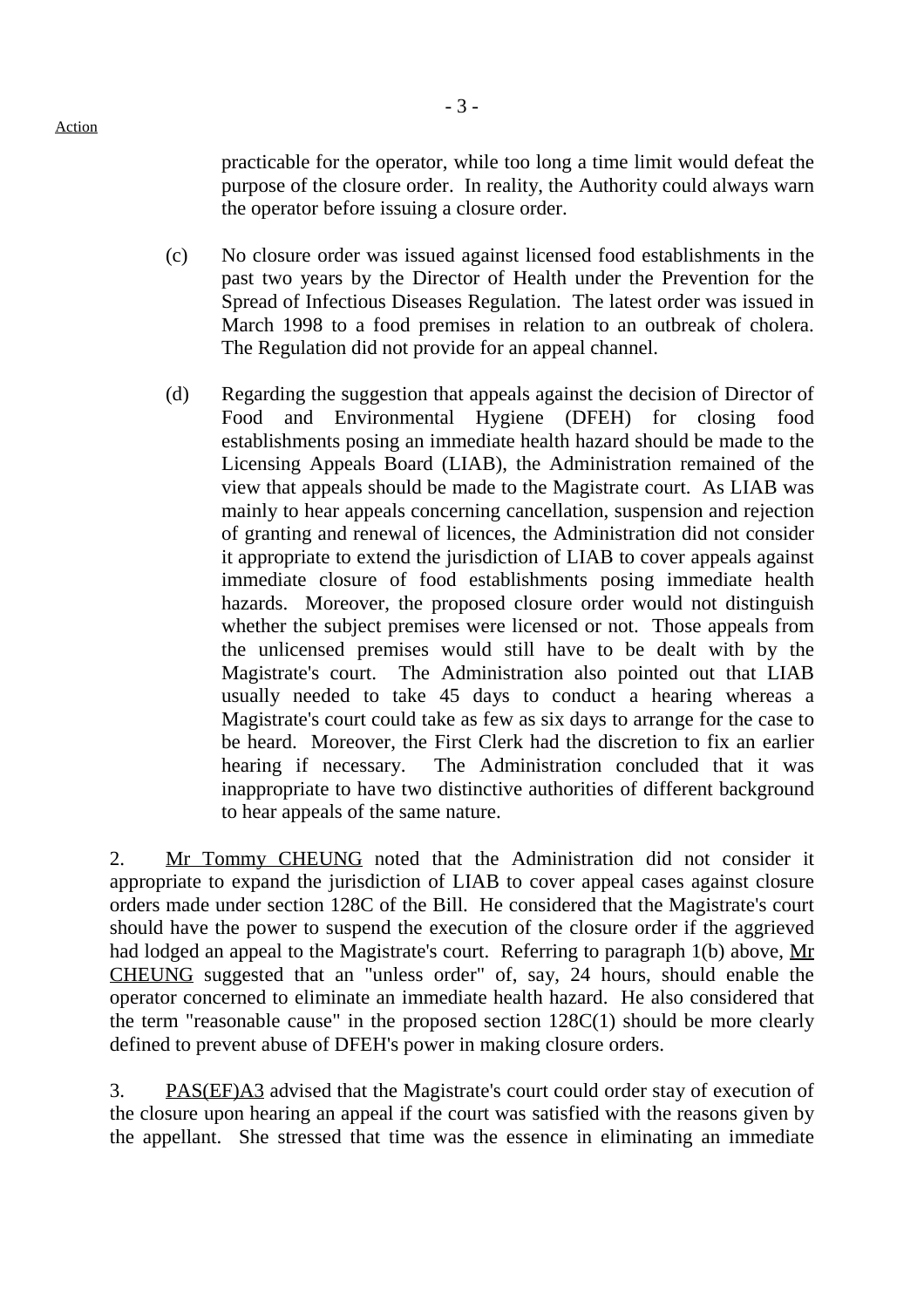practicable for the operator, while too long a time limit would defeat the purpose of the closure order. In reality, the Authority could always warn the operator before issuing a closure order.

(c) No closure order was issued against licensed food establishments in the past two years by the Director of Health under the Prevention for the Spread of Infectious Diseases Regulation. The latest order was issued in March 1998 to a food premises in relation to an outbreak of cholera. The Regulation did not provide for an appeal channel.

(d) Regarding the suggestion that appeals against the decision of Director of Food and Environmental Hygiene (DFEH) for closing food establishments posing an immediate health hazard should be made to the Licensing Appeals Board (LIAB), the Administration remained of the view that appeals should be made to the Magistrate court. As LIAB was mainly to hear appeals concerning cancellation, suspension and rejection of granting and renewal of licences, the Administration did not consider it appropriate to extend the jurisdiction of LIAB to cover appeals against immediate closure of food establishments posing immediate health hazards. Moreover, the proposed closure order would not distinguish whether the subject premises were licensed or not. Those appeals from the unlicensed premises would still have to be dealt with by the Magistrate's court. The Administration also pointed out that LIAB usually needed to take 45 days to conduct a hearing whereas a Magistrate's court could take as few as six days to arrange for the case to be heard. Moreover, the First Clerk had the discretion to fix an earlier hearing if necessary. The Administration concluded that it was inappropriate to have two distinctive authorities of different background to hear appeals of the same nature.

2. Mr Tommy CHEUNG noted that the Administration did not consider it appropriate to expand the jurisdiction of LIAB to cover appeal cases against closure orders made under section 128C of the Bill. He considered that the Magistrate's court should have the power to suspend the execution of the closure order if the aggrieved had lodged an appeal to the Magistrate's court. Referring to paragraph 1(b) above, Mr CHEUNG suggested that an "unless order" of, say, 24 hours, should enable the operator concerned to eliminate an immediate health hazard. He also considered that the term "reasonable cause" in the proposed section 128C(1) should be more clearly defined to prevent abuse of DFEH's power in making closure orders.

3. PAS(EF)A3 advised that the Magistrate's court could order stay of execution of the closure upon hearing an appeal if the court was satisfied with the reasons given by the appellant. She stressed that time was the essence in eliminating an immediate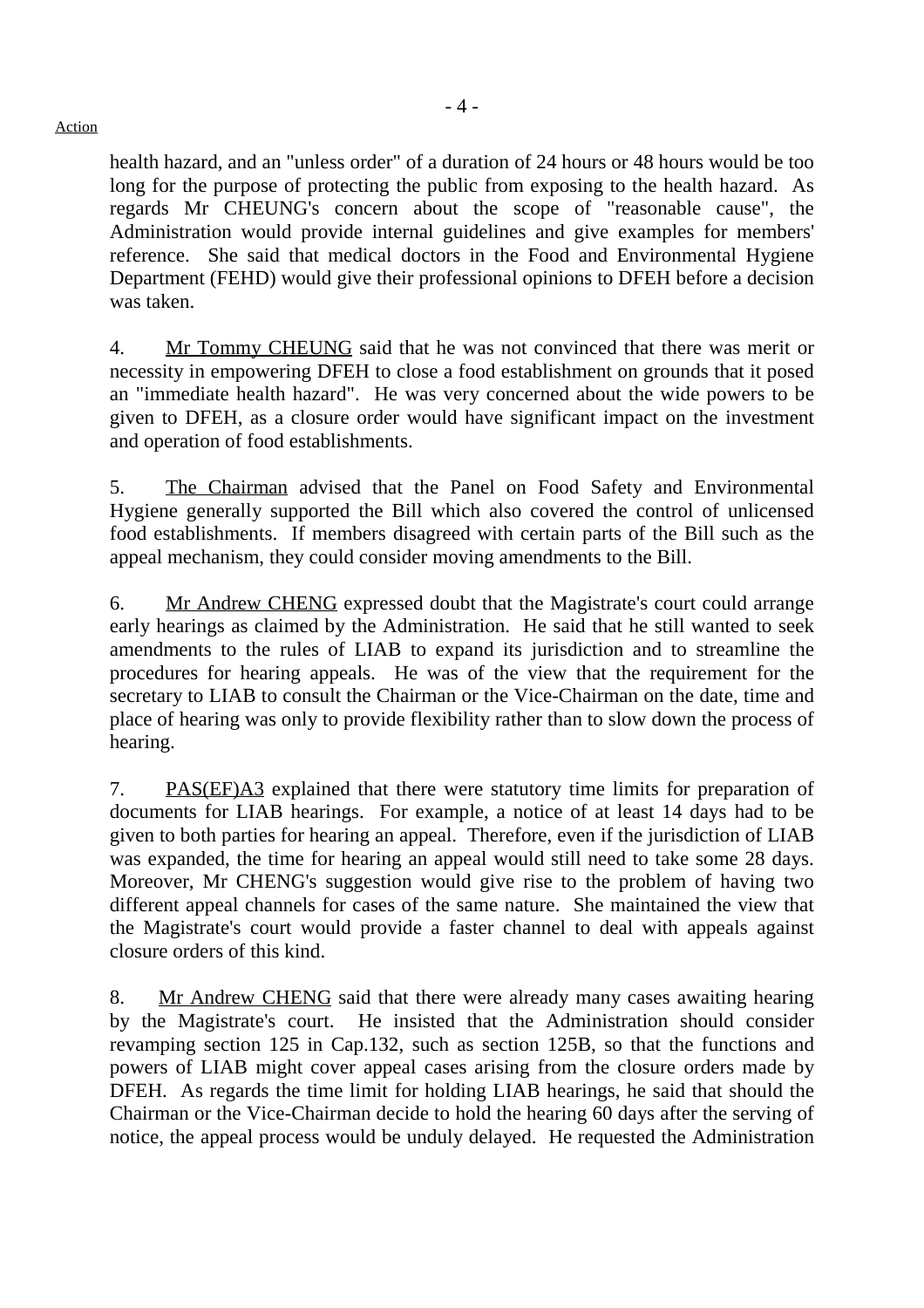Action

health hazard, and an "unless order" of a duration of 24 hours or 48 hours would be too long for the purpose of protecting the public from exposing to the health hazard. As regards Mr CHEUNG's concern about the scope of "reasonable cause", the Administration would provide internal guidelines and give examples for members' reference. She said that medical doctors in the Food and Environmental Hygiene Department (FEHD) would give their professional opinions to DFEH before a decision was taken.

4. Mr Tommy CHEUNG said that he was not convinced that there was merit or necessity in empowering DFEH to close a food establishment on grounds that it posed an "immediate health hazard". He was very concerned about the wide powers to be given to DFEH, as a closure order would have significant impact on the investment and operation of food establishments.

5. The Chairman advised that the Panel on Food Safety and Environmental Hygiene generally supported the Bill which also covered the control of unlicensed food establishments. If members disagreed with certain parts of the Bill such as the appeal mechanism, they could consider moving amendments to the Bill.

6. Mr Andrew CHENG expressed doubt that the Magistrate's court could arrange early hearings as claimed by the Administration. He said that he still wanted to seek amendments to the rules of LIAB to expand its jurisdiction and to streamline the procedures for hearing appeals. He was of the view that the requirement for the secretary to LIAB to consult the Chairman or the Vice-Chairman on the date, time and place of hearing was only to provide flexibility rather than to slow down the process of hearing.

7. PAS(EF)A3 explained that there were statutory time limits for preparation of documents for LIAB hearings. For example, a notice of at least 14 days had to be given to both parties for hearing an appeal. Therefore, even if the jurisdiction of LIAB was expanded, the time for hearing an appeal would still need to take some 28 days. Moreover, Mr CHENG's suggestion would give rise to the problem of having two different appeal channels for cases of the same nature. She maintained the view that the Magistrate's court would provide a faster channel to deal with appeals against closure orders of this kind.

8. Mr Andrew CHENG said that there were already many cases awaiting hearing by the Magistrate's court. He insisted that the Administration should consider revamping section 125 in Cap.132, such as section 125B, so that the functions and powers of LIAB might cover appeal cases arising from the closure orders made by DFEH. As regards the time limit for holding LIAB hearings, he said that should the Chairman or the Vice-Chairman decide to hold the hearing 60 days after the serving of notice, the appeal process would be unduly delayed. He requested the Administration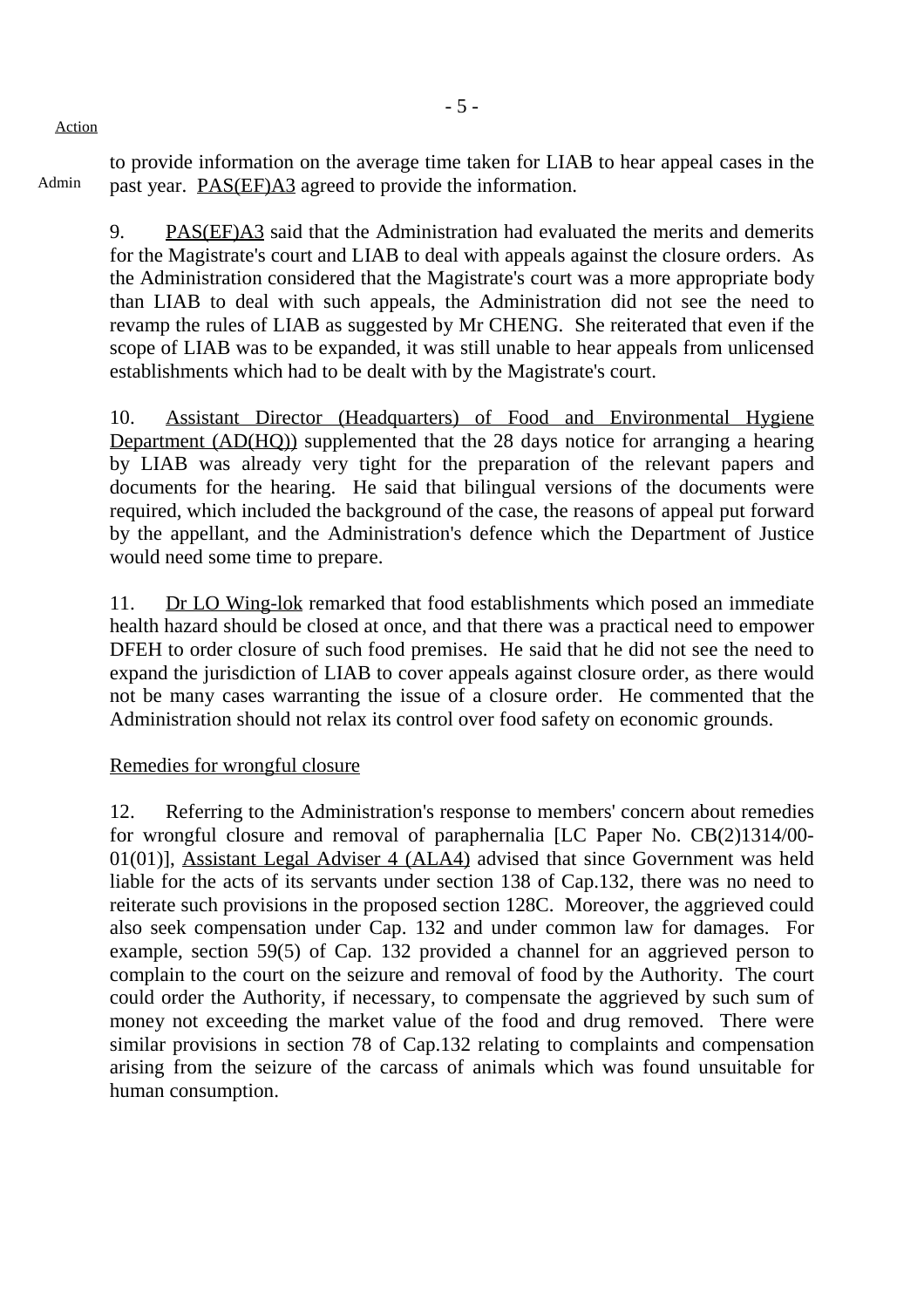Action

Admin

to provide information on the average time taken for LIAB to hear appeal cases in the past year. PAS(EF)A3 agreed to provide the information.

9. PAS(EF)A3 said that the Administration had evaluated the merits and demerits for the Magistrate's court and LIAB to deal with appeals against the closure orders. As the Administration considered that the Magistrate's court was a more appropriate body than LIAB to deal with such appeals, the Administration did not see the need to revamp the rules of LIAB as suggested by Mr CHENG. She reiterated that even if the scope of LIAB was to be expanded, it was still unable to hear appeals from unlicensed establishments which had to be dealt with by the Magistrate's court.

10. Assistant Director (Headquarters) of Food and Environmental Hygiene Department (AD(HQ)) supplemented that the 28 days notice for arranging a hearing by LIAB was already very tight for the preparation of the relevant papers and documents for the hearing. He said that bilingual versions of the documents were required, which included the background of the case, the reasons of appeal put forward by the appellant, and the Administration's defence which the Department of Justice would need some time to prepare.

11. Dr LO Wing-lok remarked that food establishments which posed an immediate health hazard should be closed at once, and that there was a practical need to empower DFEH to order closure of such food premises. He said that he did not see the need to expand the jurisdiction of LIAB to cover appeals against closure order, as there would not be many cases warranting the issue of a closure order. He commented that the Administration should not relax its control over food safety on economic grounds.

Remedies for wrongful closure

12. Referring to the Administration's response to members' concern about remedies for wrongful closure and removal of paraphernalia [LC Paper No. CB(2)1314/00-01(01)], Assistant Legal Adviser 4 (ALA4) advised that since Government was held liable for the acts of its servants under section 138 of Cap.132, there was no need to reiterate such provisions in the proposed section 128C. Moreover, the aggrieved could also seek compensation under Cap. 132 and under common law for damages. For example, section 59(5) of Cap. 132 provided a channel for an aggrieved person to complain to the court on the seizure and removal of food by the Authority. The court could order the Authority, if necessary, to compensate the aggrieved by such sum of money not exceeding the market value of the food and drug removed. There were similar provisions in section 78 of Cap.132 relating to complaints and compensation arising from the seizure of the carcass of animals which was found unsuitable for human consumption.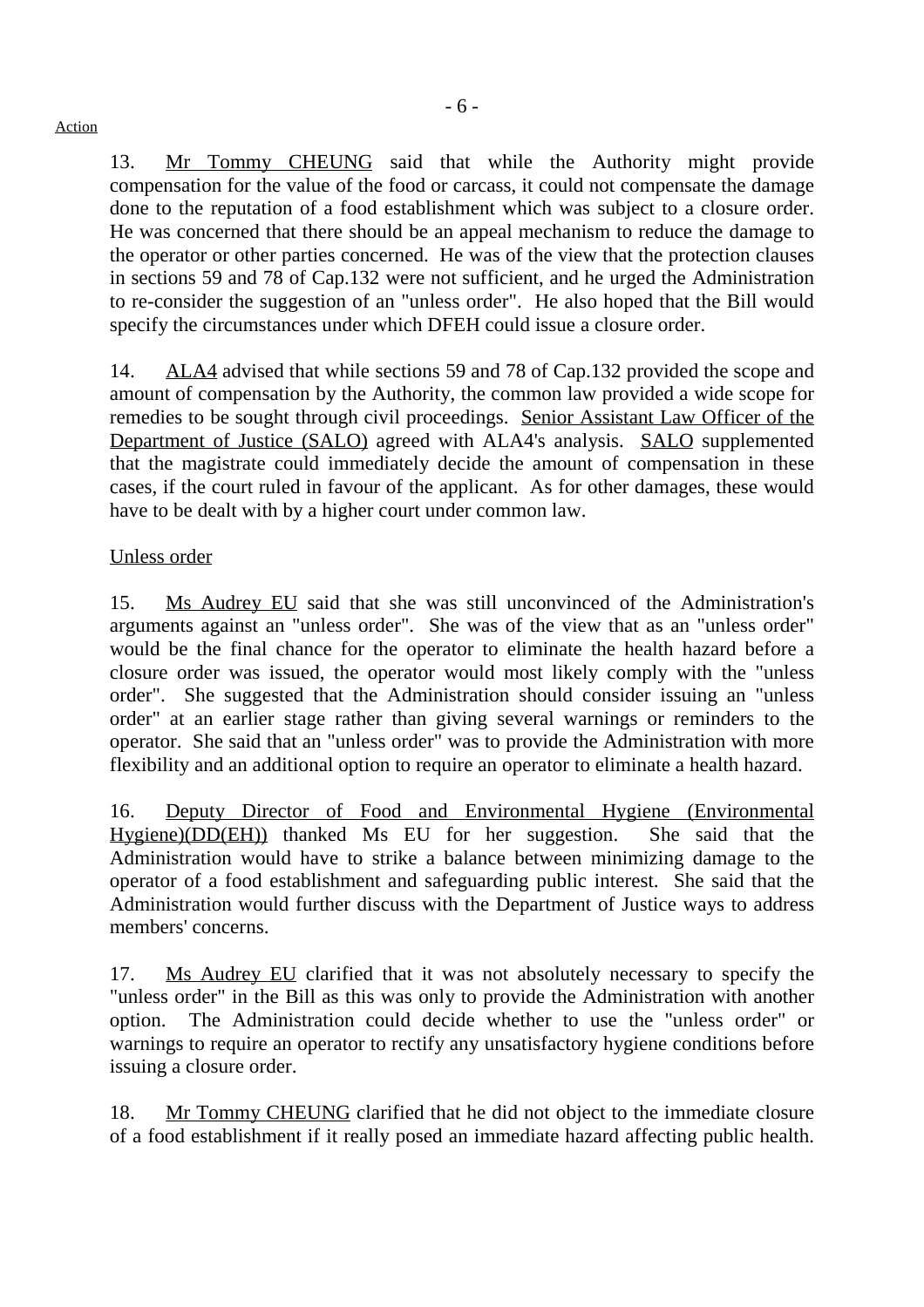Action

13. Mr Tommy CHEUNG said that while the Authority might provide compensation for the value of the food or carcass, it could not compensate the damage done to the reputation of a food establishment which was subject to a closure order. He was concerned that there should be an appeal mechanism to reduce the damage to the operator or other parties concerned. He was of the view that the protection clauses in sections 59 and 78 of Cap.132 were not sufficient, and he urged the Administration to re-consider the suggestion of an "unless order". He also hoped that the Bill would specify the circumstances under which DFEH could issue a closure order.

14. ALA4 advised that while sections 59 and 78 of Cap.132 provided the scope and amount of compensation by the Authority, the common law provided a wide scope for remedies to be sought through civil proceedings. Senior Assistant Law Officer of the Department of Justice (SALO) agreed with ALA4's analysis. SALO supplemented that the magistrate could immediately decide the amount of compensation in these cases, if the court ruled in favour of the applicant. As for other damages, these would have to be dealt with by a higher court under common law.

Unless order

15. Ms Audrey EU said that she was still unconvinced of the Administration's arguments against an "unless order". She was of the view that as an "unless order" would be the final chance for the operator to eliminate the health hazard before a closure order was issued, the operator would most likely comply with the "unless order". She suggested that the Administration should consider issuing an "unless order" at an earlier stage rather than giving several warnings or reminders to the operator. She said that an "unless order" was to provide the Administration with more flexibility and an additional option to require an operator to eliminate a health hazard.

16. Deputy Director of Food and Environmental Hygiene (Environmental Hygiene)(DD(EH)) thanked Ms EU for her suggestion. She said that the Administration would have to strike a balance between minimizing damage to the operator of a food establishment and safeguarding public interest. She said that the Administration would further discuss with the Department of Justice ways to address members' concerns.

17. Ms Audrey EU clarified that it was not absolutely necessary to specify the "unless order" in the Bill as this was only to provide the Administration with another option. The Administration could decide whether to use the "unless order" or warnings to require an operator to rectify any unsatisfactory hygiene conditions before issuing a closure order.

18. Mr Tommy CHEUNG clarified that he did not object to the immediate closure of a food establishment if it really posed an immediate hazard affecting public health.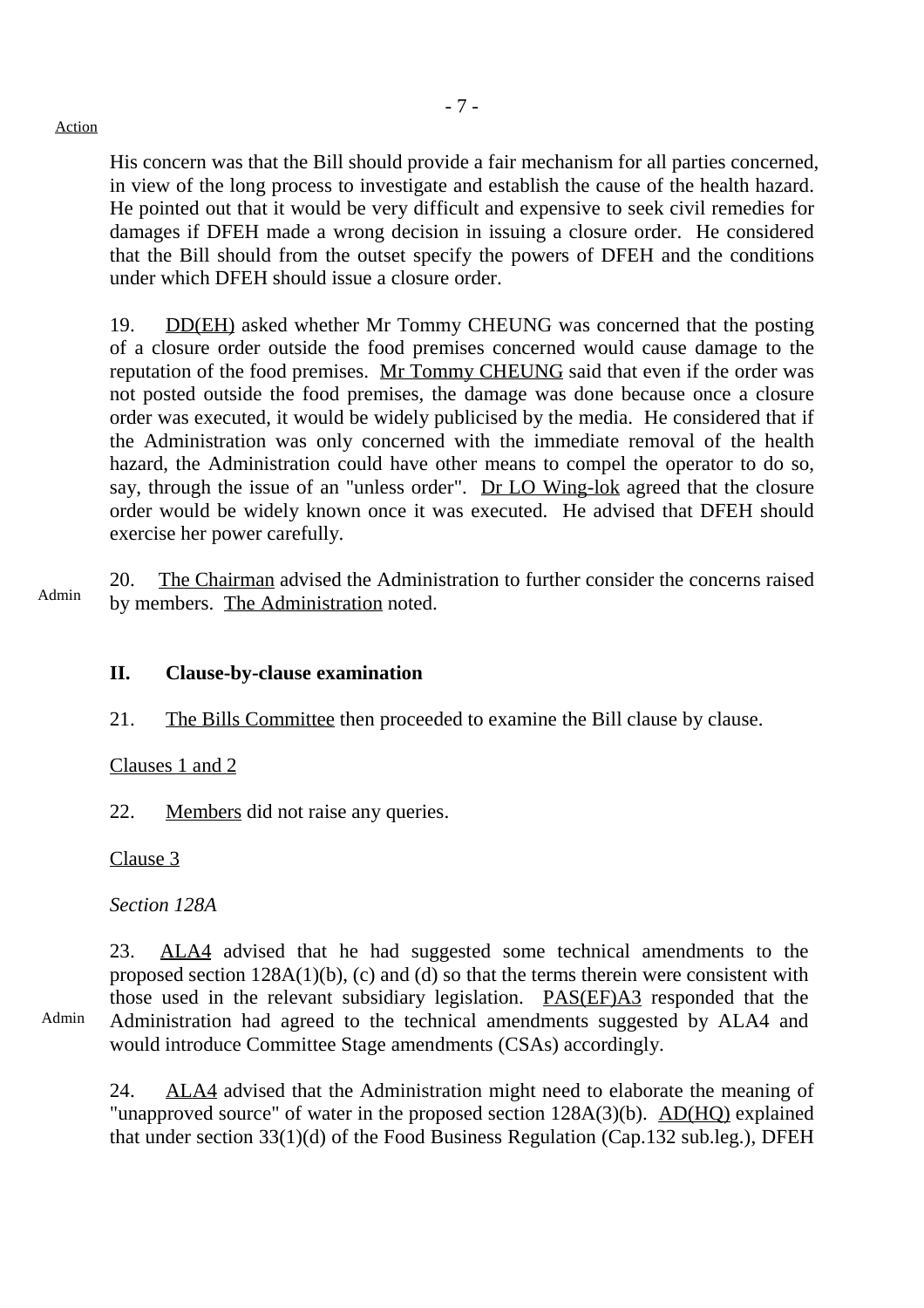Action

His concern was that the Bill should provide a fair mechanism for all parties concerned, in view of the long process to investigate and establish the cause of the health hazard. He pointed out that it would be very difficult and expensive to seek civil remedies for damages if DFEH made a wrong decision in issuing a closure order. He considered that the Bill should from the outset specify the powers of DFEH and the conditions under which DFEH should issue a closure order.

19. DD(EH) asked whether Mr Tommy CHEUNG was concerned that the posting of a closure order outside the food premises concerned would cause damage to the reputation of the food premises. Mr Tommy CHEUNG said that even if the order was not posted outside the food premises, the damage was done because once a closure order was executed, it would be widely publicised by the media. He considered that if the Administration was only concerned with the immediate removal of the health hazard, the Administration could have other means to compel the operator to do so, say, through the issue of an "unless order". Dr LO Wing-lok agreed that the closure order would be widely known once it was executed. He advised that DFEH should exercise her power carefully.

Admin

20. The Chairman advised the Administration to further consider the concerns raised by members. The Administration noted.

## II. Clause-by-clause examination

21. The Bills Committee then proceeded to examine the Bill clause by clause.

Clauses 1 and 2

22. Members did not raise any queries.

Clause 3

*Section 128A*

Admin

23. ALA4 advised that he had suggested some technical amendments to the proposed section 128A(1)(b), (c) and (d) so that the terms therein were consistent with those used in the relevant subsidiary legislation. PAS(EF)A3 responded that the Administration had agreed to the technical amendments suggested by ALA4 and would introduce Committee Stage amendments (CSAs) accordingly.

24. ALA4 advised that the Administration might need to elaborate the meaning of "unapproved source" of water in the proposed section 128A(3)(b). AD(HQ) explained that under section 33(1)(d) of the Food Business Regulation (Cap.132 sub.leg.), DFEH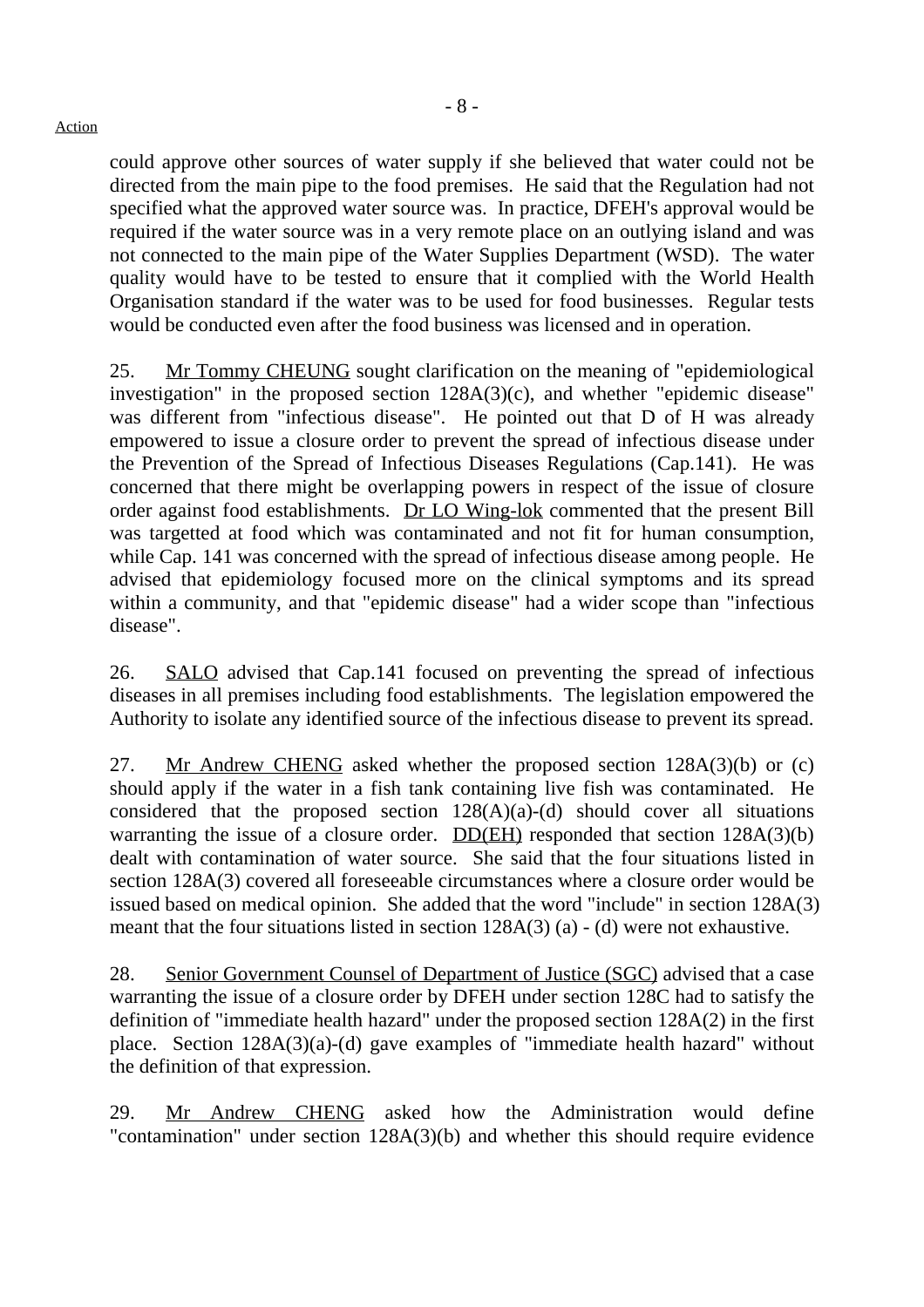could approve other sources of water supply if she believed that water could not be directed from the main pipe to the food premises. He said that the Regulation had not specified what the approved water source was. In practice, DFEH's approval would be required if the water source was in a very remote place on an outlying island and was not connected to the main pipe of the Water Supplies Department (WSD). The water quality would have to be tested to ensure that it complied with the World Health Organisation standard if the water was to be used for food businesses. Regular tests would be conducted even after the food business was licensed and in operation.

25. Mr Tommy CHEUNG sought clarification on the meaning of "epidemiological investigation" in the proposed section 128A(3)(c), and whether "epidemic disease" was different from "infectious disease". He pointed out that D of H was already empowered to issue a closure order to prevent the spread of infectious disease under the Prevention of the Spread of Infectious Diseases Regulations (Cap.141). He was concerned that there might be overlapping powers in respect of the issue of closure order against food establishments. Dr LO Wing-lok commented that the present Bill was targetted at food which was contaminated and not fit for human consumption, while Cap. 141 was concerned with the spread of infectious disease among people. He advised that epidemiology focused more on the clinical symptoms and its spread within a community, and that "epidemic disease" had a wider scope than "infectious disease".

26. SALO advised that Cap.141 focused on preventing the spread of infectious diseases in all premises including food establishments. The legislation empowered the Authority to isolate any identified source of the infectious disease to prevent its spread.

27. Mr Andrew CHENG asked whether the proposed section 128A(3)(b) or (c) should apply if the water in a fish tank containing live fish was contaminated. He considered that the proposed section 128(A)(a)-(d) should cover all situations warranting the issue of a closure order. DD(EH) responded that section 128A(3)(b) dealt with contamination of water source. She said that the four situations listed in section 128A(3) covered all foreseeable circumstances where a closure order would be issued based on medical opinion. She added that the word "include" in section 128A(3) meant that the four situations listed in section 128A(3) (a) - (d) were not exhaustive.

28. Senior Government Counsel of Department of Justice (SGC) advised that a case warranting the issue of a closure order by DFEH under section 128C had to satisfy the definition of "immediate health hazard" under the proposed section 128A(2) in the first place. Section 128A(3)(a)-(d) gave examples of "immediate health hazard" without the definition of that expression.

29. Mr Andrew CHENG asked how the Administration would define "contamination" under section 128A(3)(b) and whether this should require evidence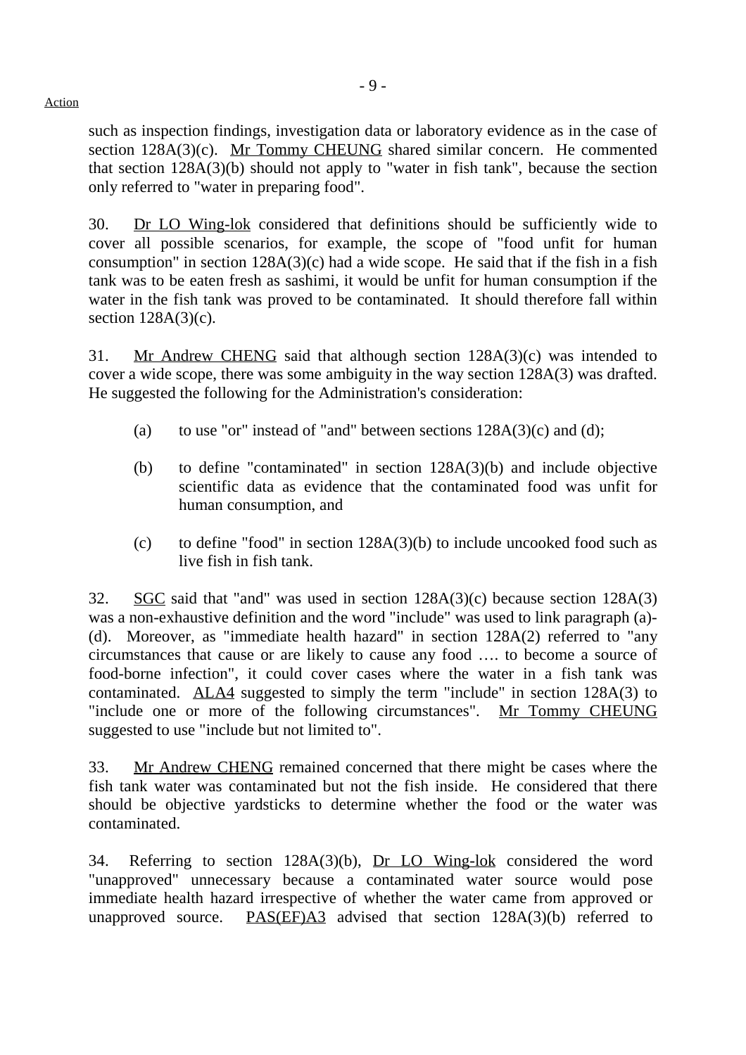such as inspection findings, investigation data or laboratory evidence as in the case of section 128A(3)(c). Mr Tommy CHEUNG shared similar concern. He commented that section 128A(3)(b) should not apply to "water in fish tank", because the section only referred to "water in preparing food".

30. Dr LO Wing-lok considered that definitions should be sufficiently wide to cover all possible scenarios, for example, the scope of "food unfit for human consumption" in section 128A(3)(c) had a wide scope. He said that if the fish in a fish tank was to be eaten fresh as sashimi, it would be unfit for human consumption if the water in the fish tank was proved to be contaminated. It should therefore fall within section 128A(3)(c).

31. Mr Andrew CHENG said that although section 128A(3)(c) was intended to cover a wide scope, there was some ambiguity in the way section 128A(3) was drafted. He suggested the following for the Administration's consideration:

(a) to use "or" instead of "and" between sections 128A(3)(c) and (d);

(b) to define "contaminated" in section 128A(3)(b) and include objective scientific data as evidence that the contaminated food was unfit for human consumption, and

(c) to define "food" in section 128A(3)(b) to include uncooked food such as live fish in fish tank.

32. SGC said that "and" was used in section 128A(3)(c) because section 128A(3) was a non-exhaustive definition and the word "include" was used to link paragraph (a)-(d). Moreover, as "immediate health hazard" in section 128A(2) referred to "any circumstances that cause or are likely to cause any food …. to become a source of food-borne infection", it could cover cases where the water in a fish tank was contaminated. ALA4 suggested to simply the term "include" in section 128A(3) to "include one or more of the following circumstances". Mr Tommy CHEUNG suggested to use "include but not limited to".

33. Mr Andrew CHENG remained concerned that there might be cases where the fish tank water was contaminated but not the fish inside. He considered that there should be objective yardsticks to determine whether the food or the water was contaminated.

34. Referring to section 128A(3)(b), Dr LO Wing-lok considered the word "unapproved" unnecessary because a contaminated water source would pose immediate health hazard irrespective of whether the water came from approved or unapproved source. PAS(EF)A3 advised that section 128A(3)(b) referred to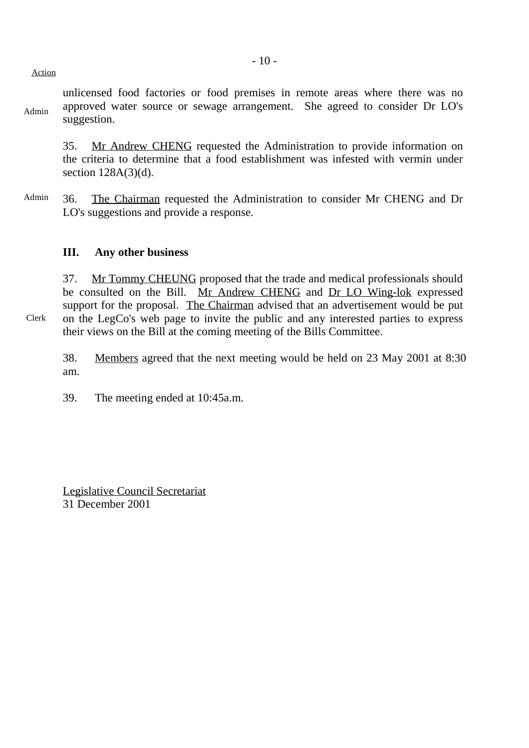Action

unlicensed food factories or food premises in remote areas where there was no approved water source or sewage arrangement. She agreed to consider Dr LO's suggestion.

Admin

35. Mr Andrew CHENG requested the Administration to provide information on the criteria to determine that a food establishment was infested with vermin under section 128A(3)(d).

Admin

36. The Chairman requested the Administration to consider Mr CHENG and Dr LO's suggestions and provide a response.

**III. Any other business**

Clerk

37. Mr Tommy CHEUNG proposed that the trade and medical professionals should be consulted on the Bill. Mr Andrew CHENG and Dr LO Wing-lok expressed support for the proposal. The Chairman advised that an advertisement would be put on the LegCo's web page to invite the public and any interested parties to express their views on the Bill at the coming meeting of the Bills Committee.

38. Members agreed that the next meeting would be held on 23 May 2001 at 8:30 am.

39. The meeting ended at 10:45a.m.

Legislative Council Secretariat
31 December 2001